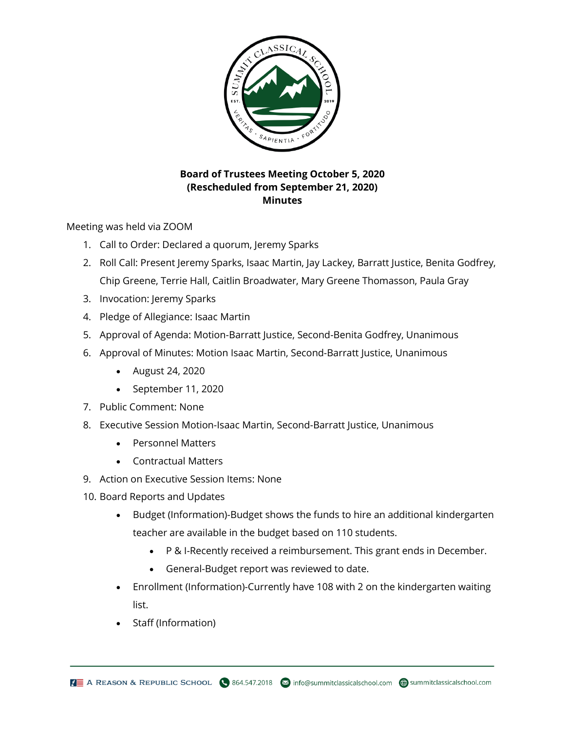**Board of Trustees Meeting October 5, 2020**
**(Rescheduled from September 21, 2020)**
**Minutes**

Meeting was held via ZOOM

1. Call to Order: Declared a quorum, Jeremy Sparks
2. Roll Call: Present Jeremy Sparks, Isaac Martin, Jay Lackey, Barratt Justice, Benita Godfrey, Chip Greene, Terrie Hall, Caitlin Broadwater, Mary Greene Thomasson, Paula Gray
3. Invocation: Jeremy Sparks
4. Pledge of Allegiance: Isaac Martin
5. Approval of Agenda: Motion-Barratt Justice, Second-Benita Godfrey, Unanimous
6. Approval of Minutes: Motion Isaac Martin, Second-Barratt Justice, Unanimous
   - August 24, 2020
   - September 11, 2020
7. Public Comment: None
8. Executive Session Motion-Isaac Martin, Second-Barratt Justice, Unanimous
   - Personnel Matters
   - Contractual Matters
9. Action on Executive Session Items: None
10. Board Reports and Updates
    - Budget (Information)-Budget shows the funds to hire an additional kindergarten teacher are available in the budget based on 110 students.
      - P & I-Recently received a reimbursement. This grant ends in December.
      - General-Budget report was reviewed to date.
    - Enrollment (Information)-Currently have 108 with 2 on the kindergarten waiting list.
    - Staff (Information)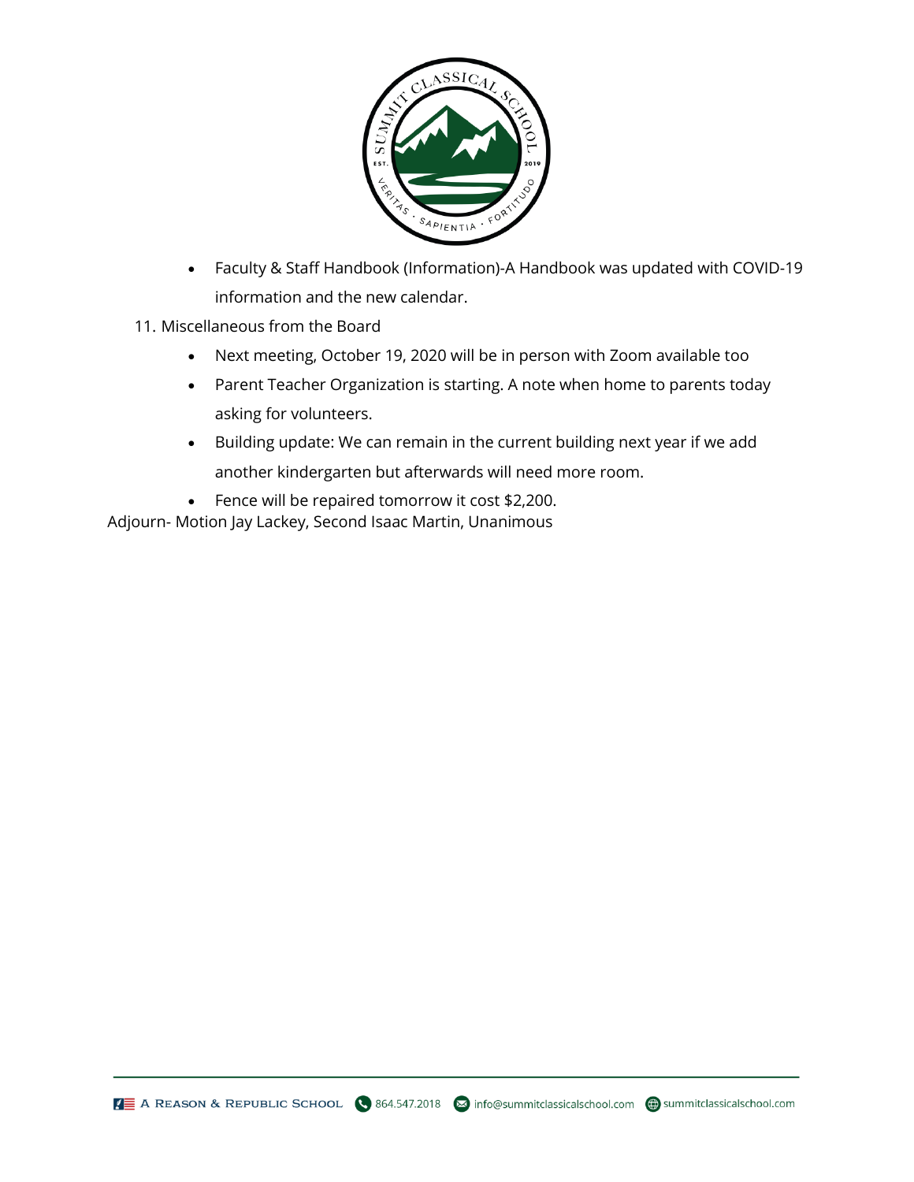- Faculty & Staff Handbook (Information)-A Handbook was updated with COVID-19 information and the new calendar.

11. Miscellaneous from the Board
    - Next meeting, October 19, 2020 will be in person with Zoom available too
    - Parent Teacher Organization is starting. A note when home to parents today asking for volunteers.
    - Building update: We can remain in the current building next year if we add another kindergarten but afterwards will need more room.
    - Fence will be repaired tomorrow it cost $2,200.

Adjourn- Motion Jay Lackey, Second Isaac Martin, Unanimous